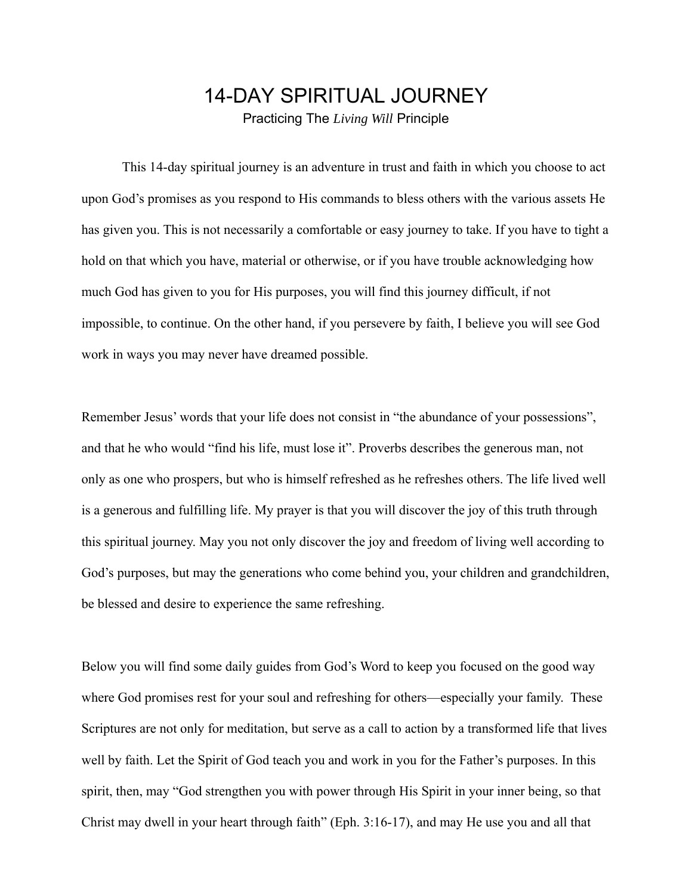# 14-DAY SPIRITUAL JOURNEY

Practicing The *Living Will* Principle

This 14-day spiritual journey is an adventure in trust and faith in which you choose to act upon God's promises as you respond to His commands to bless others with the various assets He has given you. This is not necessarily a comfortable or easy journey to take. If you have to tight a hold on that which you have, material or otherwise, or if you have trouble acknowledging how much God has given to you for His purposes, you will find this journey difficult, if not impossible, to continue. On the other hand, if you persevere by faith, I believe you will see God work in ways you may never have dreamed possible.

Remember Jesus' words that your life does not consist in "the abundance of your possessions", and that he who would "find his life, must lose it". Proverbs describes the generous man, not only as one who prospers, but who is himself refreshed as he refreshes others. The life lived well is a generous and fulfilling life. My prayer is that you will discover the joy of this truth through this spiritual journey. May you not only discover the joy and freedom of living well according to God's purposes, but may the generations who come behind you, your children and grandchildren, be blessed and desire to experience the same refreshing.

Below you will find some daily guides from God's Word to keep you focused on the good way where God promises rest for your soul and refreshing for others—especially your family. These Scriptures are not only for meditation, but serve as a call to action by a transformed life that lives well by faith. Let the Spirit of God teach you and work in you for the Father's purposes. In this spirit, then, may "God strengthen you with power through His Spirit in your inner being, so that Christ may dwell in your heart through faith" (Eph. 3:16-17), and may He use you and all that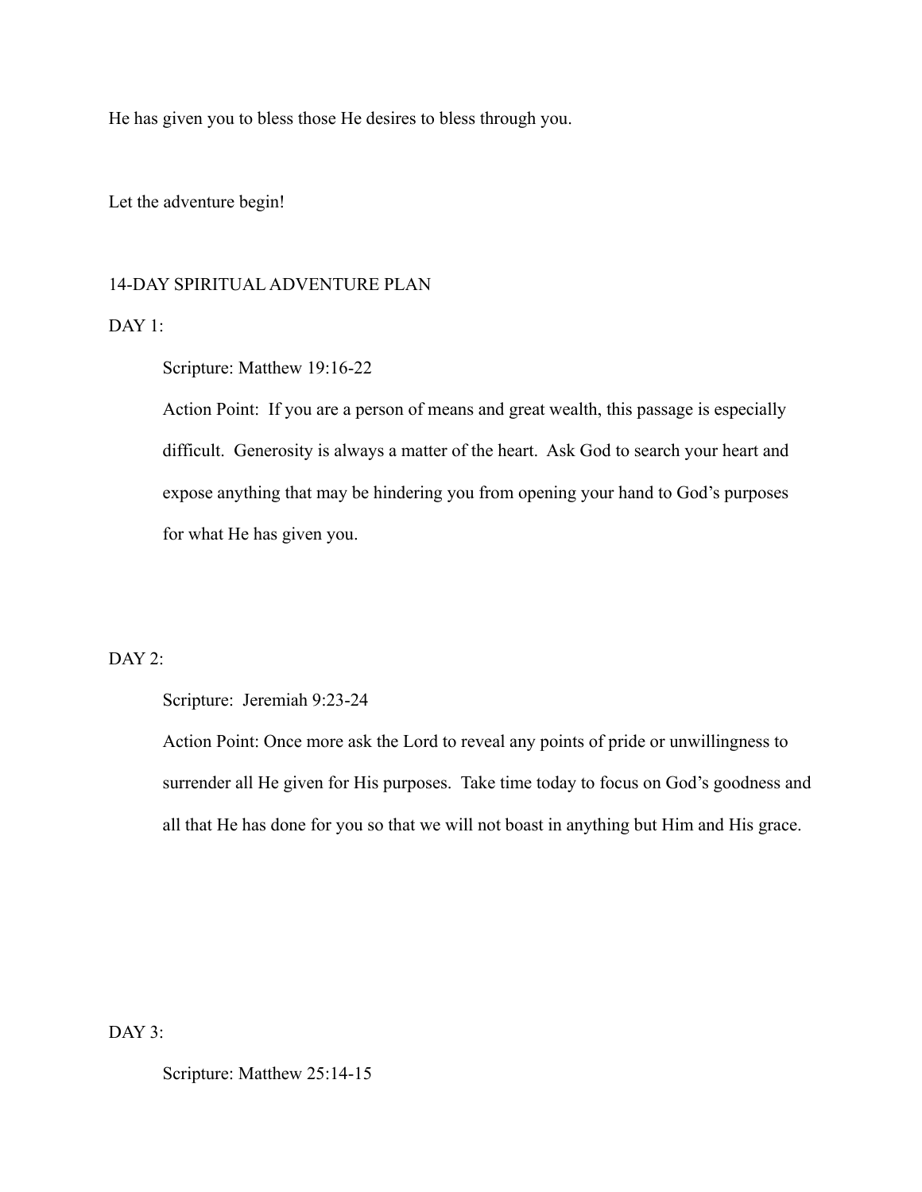He has given you to bless those He desires to bless through you.

Let the adventure begin!

## 14-DAY SPIRITUAL ADVENTURE PLAN

### DAY 1:

Scripture: Matthew 19:16-22

Action Point: If you are a person of means and great wealth, this passage is especially difficult. Generosity is always a matter of the heart. Ask God to search your heart and expose anything that may be hindering you from opening your hand to God's purposes for what He has given you.

### DAY 2:

Scripture: Jeremiah 9:23-24

Action Point: Once more ask the Lord to reveal any points of pride or unwillingness to surrender all He given for His purposes. Take time today to focus on God's goodness and all that He has done for you so that we will not boast in anything but Him and His grace.

### DAY 3:

Scripture: Matthew 25:14-15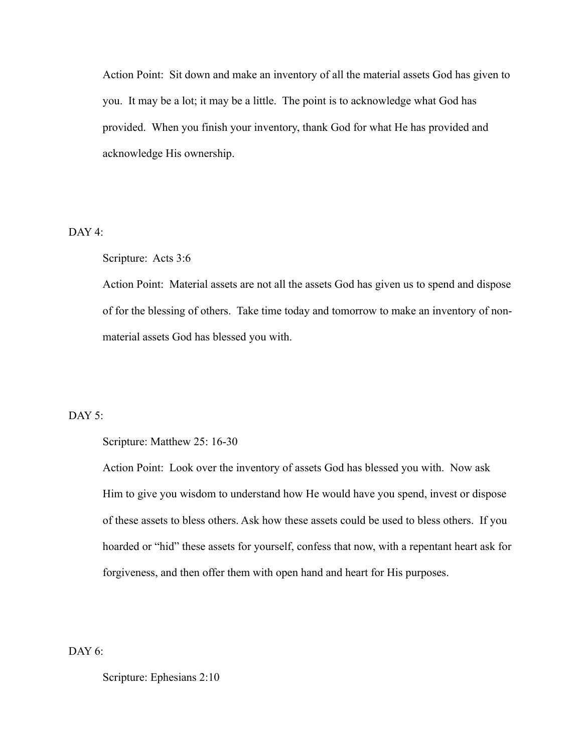Action Point: Sit down and make an inventory of all the material assets God has given to you. It may be a lot; it may be a little. The point is to acknowledge what God has provided. When you finish your inventory, thank God for what He has provided and acknowledge His ownership.

DAY 4:

Scripture: Acts 3:6

Action Point: Material assets are not all the assets God has given us to spend and dispose of for the blessing of others. Take time today and tomorrow to make an inventory of non-material assets God has blessed you with.

DAY 5:

Scripture: Matthew 25: 16-30

Action Point: Look over the inventory of assets God has blessed you with. Now ask Him to give you wisdom to understand how He would have you spend, invest or dispose of these assets to bless others. Ask how these assets could be used to bless others. If you hoarded or "hid" these assets for yourself, confess that now, with a repentant heart ask for forgiveness, and then offer them with open hand and heart for His purposes.

DAY 6:

Scripture: Ephesians 2:10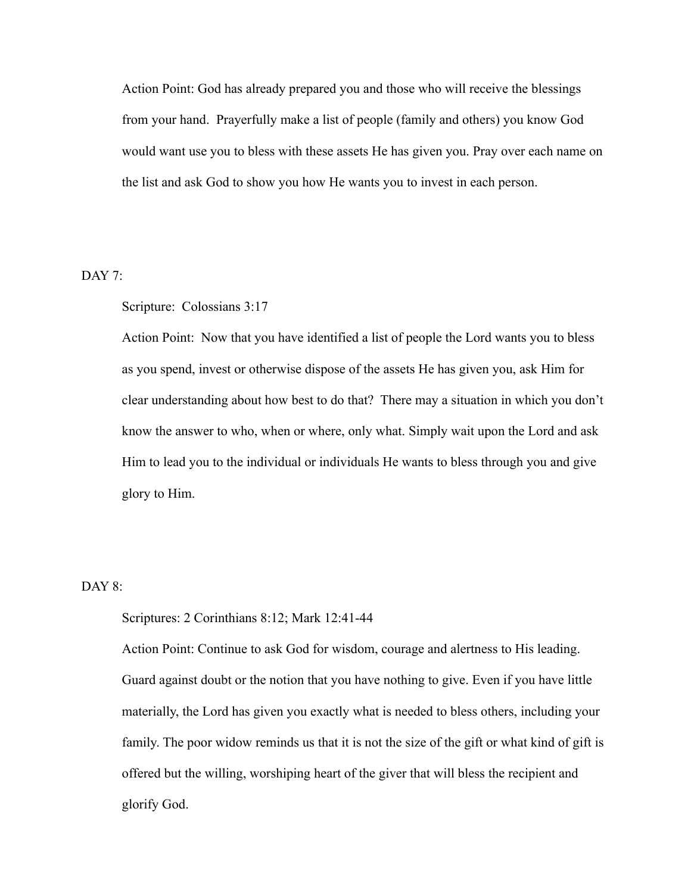Action Point: God has already prepared you and those who will receive the blessings from your hand. Prayerfully make a list of people (family and others) you know God would want use you to bless with these assets He has given you. Pray over each name on the list and ask God to show you how He wants you to invest in each person.

DAY 7:

Scripture: Colossians 3:17

Action Point: Now that you have identified a list of people the Lord wants you to bless as you spend, invest or otherwise dispose of the assets He has given you, ask Him for clear understanding about how best to do that? There may a situation in which you don't know the answer to who, when or where, only what. Simply wait upon the Lord and ask Him to lead you to the individual or individuals He wants to bless through you and give glory to Him.

DAY 8:

Scriptures: 2 Corinthians 8:12; Mark 12:41-44

Action Point: Continue to ask God for wisdom, courage and alertness to His leading. Guard against doubt or the notion that you have nothing to give. Even if you have little materially, the Lord has given you exactly what is needed to bless others, including your family. The poor widow reminds us that it is not the size of the gift or what kind of gift is offered but the willing, worshiping heart of the giver that will bless the recipient and glorify God.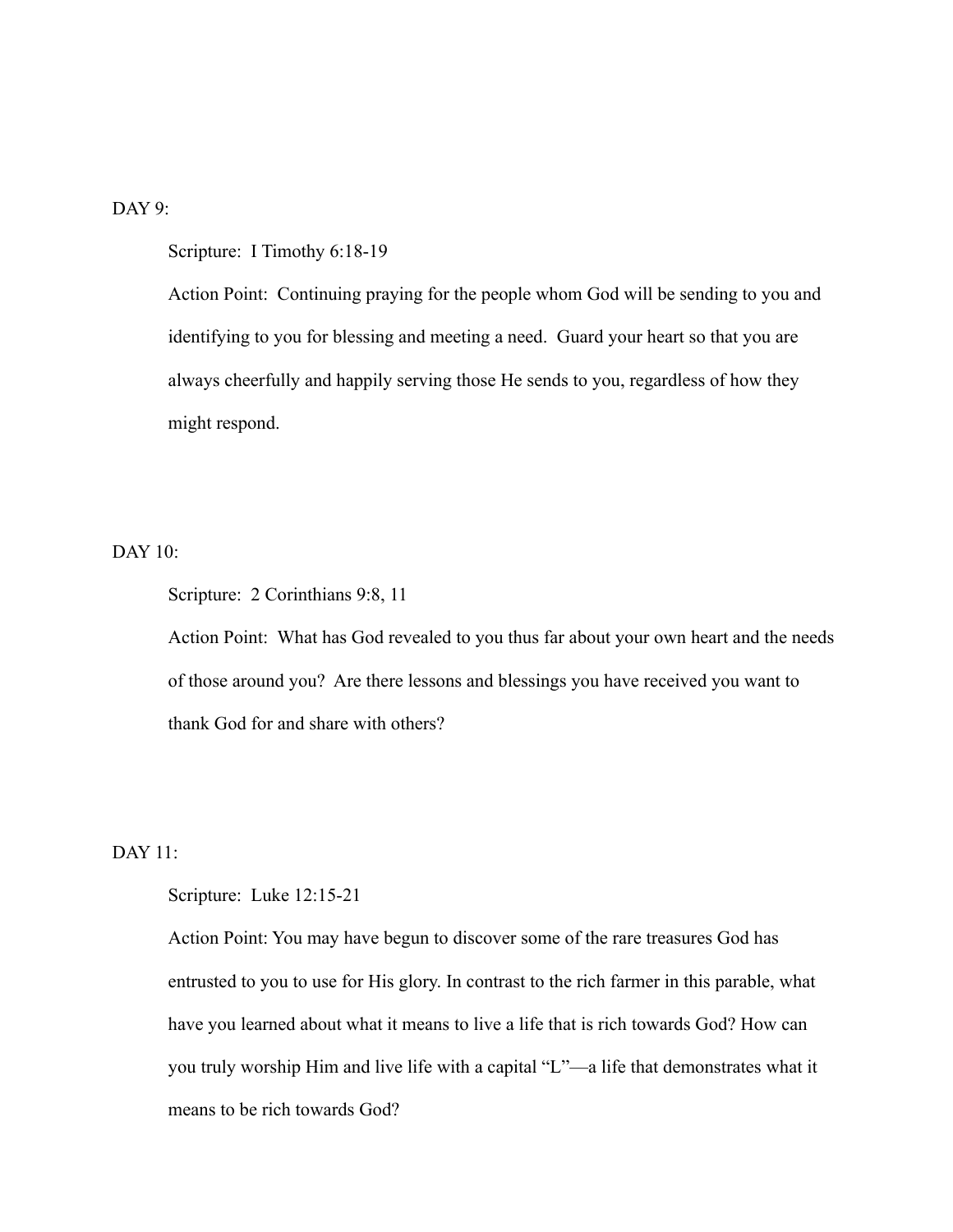DAY 9:

Scripture: I Timothy 6:18-19

Action Point: Continuing praying for the people whom God will be sending to you and identifying to you for blessing and meeting a need. Guard your heart so that you are always cheerfully and happily serving those He sends to you, regardless of how they might respond.

DAY 10:

Scripture: 2 Corinthians 9:8, 11

Action Point: What has God revealed to you thus far about your own heart and the needs of those around you? Are there lessons and blessings you have received you want to thank God for and share with others?

DAY 11:

Scripture: Luke 12:15-21

Action Point: You may have begun to discover some of the rare treasures God has entrusted to you to use for His glory. In contrast to the rich farmer in this parable, what have you learned about what it means to live a life that is rich towards God? How can you truly worship Him and live life with a capital "L"—a life that demonstrates what it means to be rich towards God?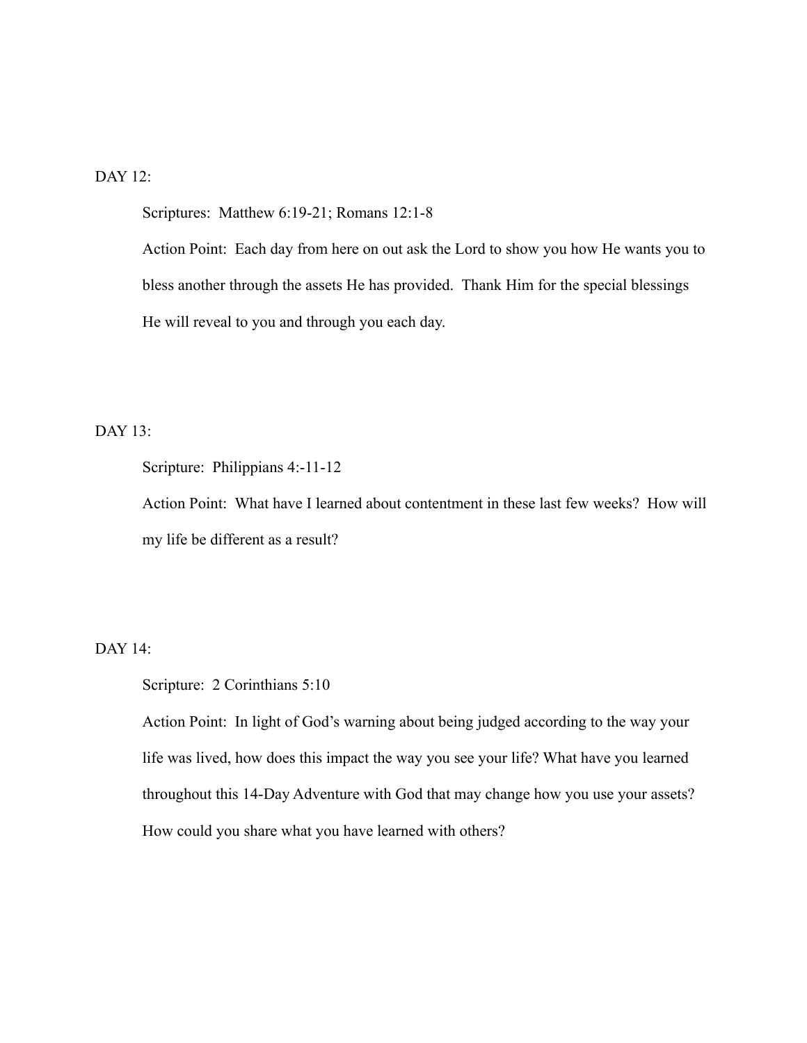DAY 12:

Scriptures: Matthew 6:19-21; Romans 12:1-8

Action Point: Each day from here on out ask the Lord to show you how He wants you to bless another through the assets He has provided. Thank Him for the special blessings He will reveal to you and through you each day.

DAY 13:

Scripture: Philippians 4:-11-12

Action Point: What have I learned about contentment in these last few weeks? How will my life be different as a result?

DAY 14:

Scripture: 2 Corinthians 5:10

Action Point: In light of God's warning about being judged according to the way your life was lived, how does this impact the way you see your life? What have you learned throughout this 14-Day Adventure with God that may change how you use your assets? How could you share what you have learned with others?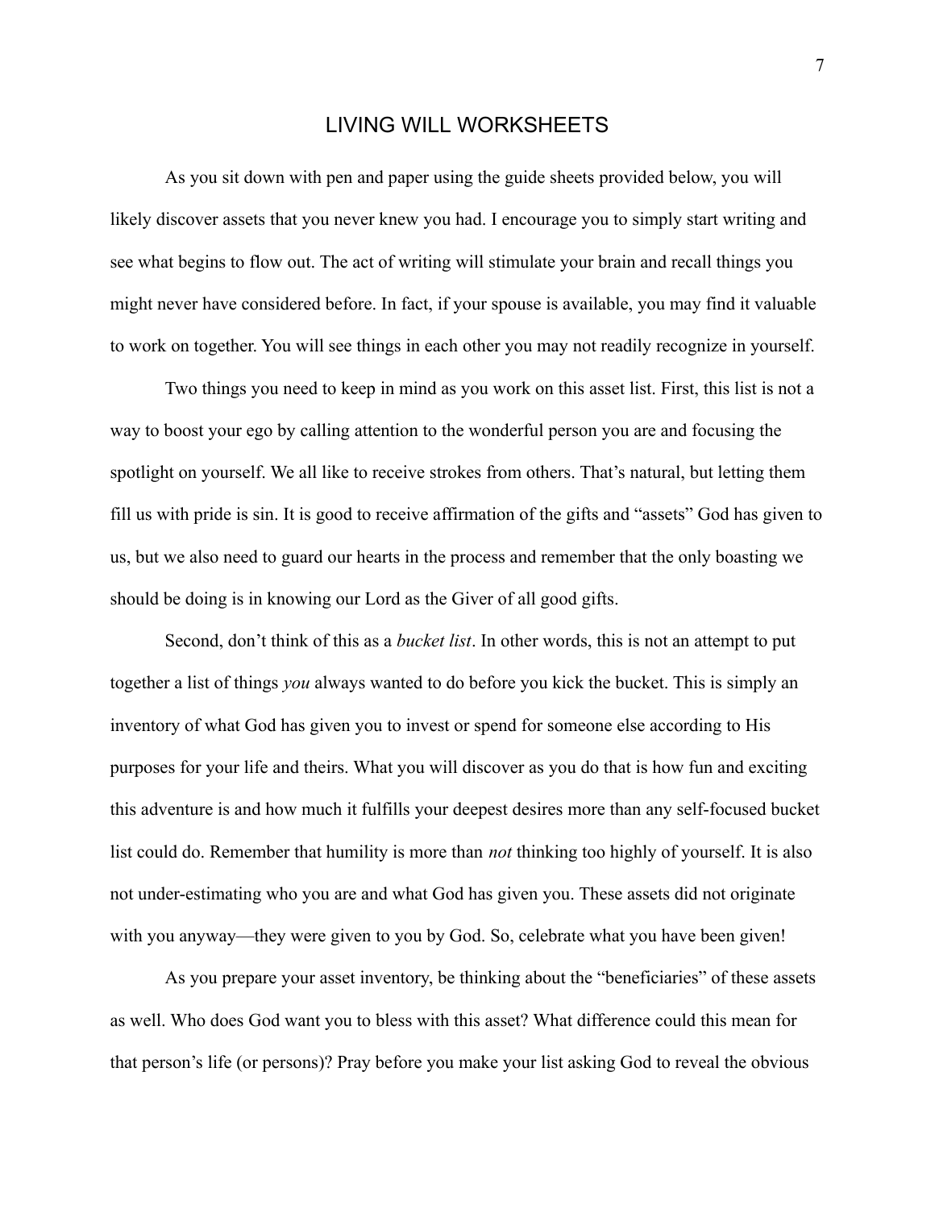# LIVING WILL WORKSHEETS

As you sit down with pen and paper using the guide sheets provided below, you will likely discover assets that you never knew you had. I encourage you to simply start writing and see what begins to flow out. The act of writing will stimulate your brain and recall things you might never have considered before. In fact, if your spouse is available, you may find it valuable to work on together. You will see things in each other you may not readily recognize in yourself.

Two things you need to keep in mind as you work on this asset list. First, this list is not a way to boost your ego by calling attention to the wonderful person you are and focusing the spotlight on yourself. We all like to receive strokes from others. That's natural, but letting them fill us with pride is sin. It is good to receive affirmation of the gifts and "assets" God has given to us, but we also need to guard our hearts in the process and remember that the only boasting we should be doing is in knowing our Lord as the Giver of all good gifts.

Second, don't think of this as a *bucket list*. In other words, this is not an attempt to put together a list of things *you* always wanted to do before you kick the bucket. This is simply an inventory of what God has given you to invest or spend for someone else according to His purposes for your life and theirs. What you will discover as you do that is how fun and exciting this adventure is and how much it fulfills your deepest desires more than any self-focused bucket list could do. Remember that humility is more than *not* thinking too highly of yourself. It is also not under-estimating who you are and what God has given you. These assets did not originate with you anyway—they were given to you by God. So, celebrate what you have been given!

As you prepare your asset inventory, be thinking about the "beneficiaries" of these assets as well. Who does God want you to bless with this asset? What difference could this mean for that person's life (or persons)? Pray before you make your list asking God to reveal the obvious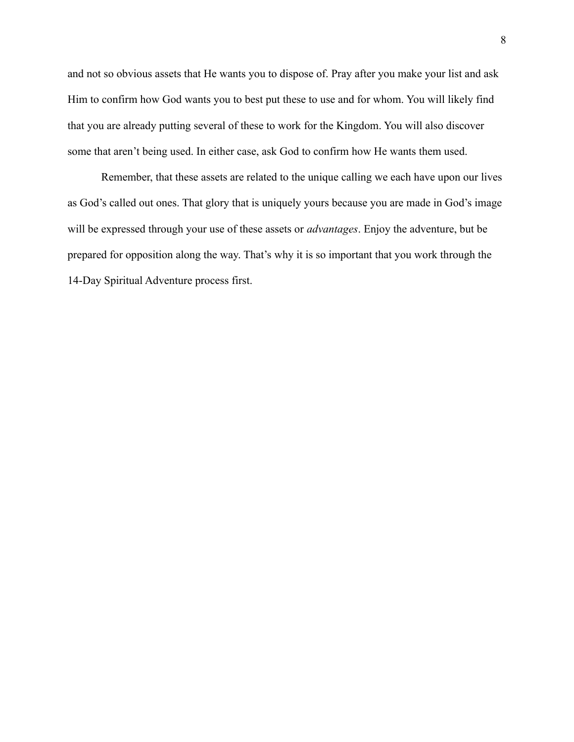and not so obvious assets that He wants you to dispose of. Pray after you make your list and ask Him to confirm how God wants you to best put these to use and for whom. You will likely find that you are already putting several of these to work for the Kingdom. You will also discover some that aren't being used. In either case, ask God to confirm how He wants them used.

Remember, that these assets are related to the unique calling we each have upon our lives as God's called out ones. That glory that is uniquely yours because you are made in God's image will be expressed through your use of these assets or *advantages*. Enjoy the adventure, but be prepared for opposition along the way. That's why it is so important that you work through the 14-Day Spiritual Adventure process first.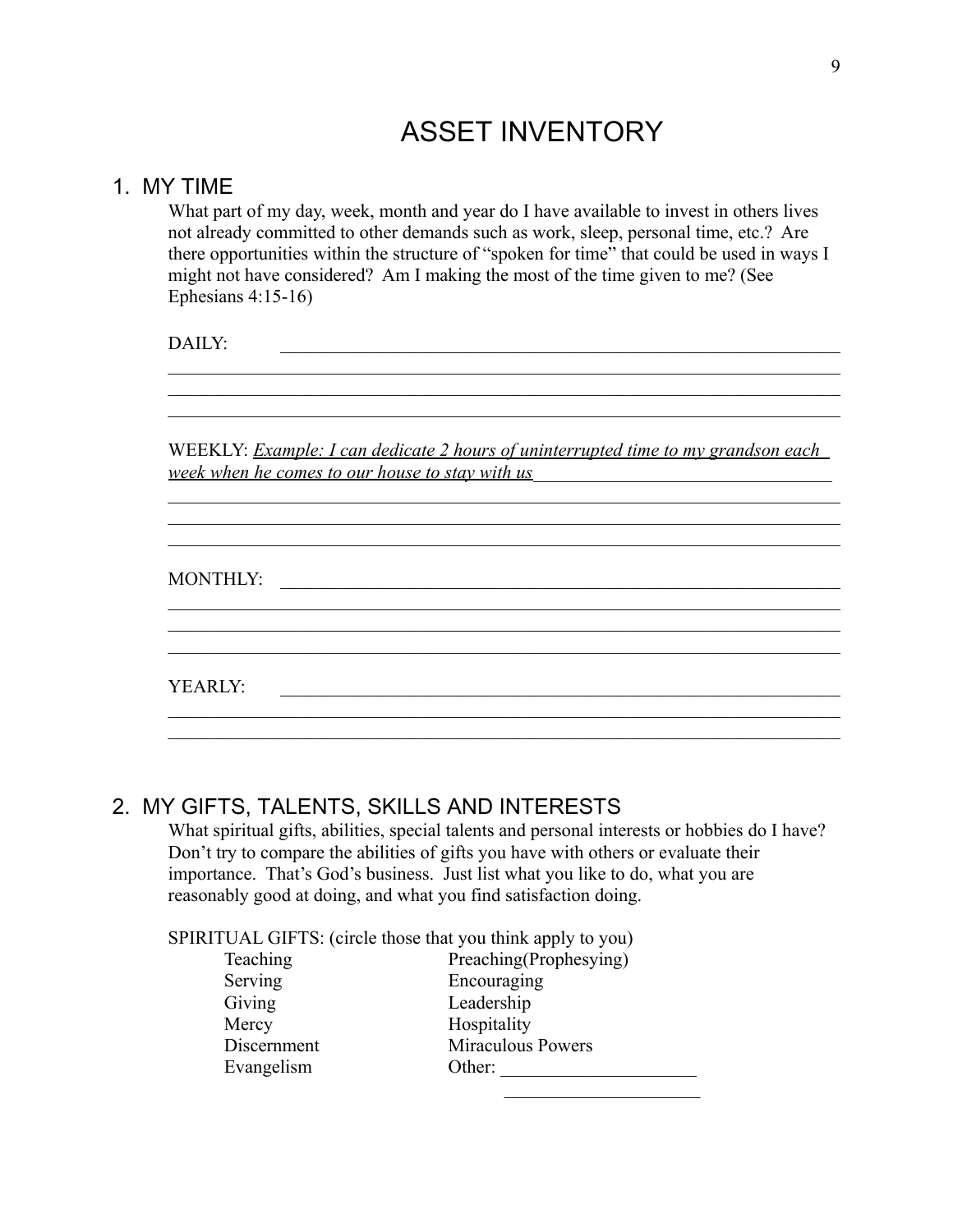# ASSET INVENTORY

## 1. MY TIME

What part of my day, week, month and year do I have available to invest in others lives not already committed to other demands such as work, sleep, personal time, etc.? Are there opportunities within the structure of "spoken for time" that could be used in ways I might not have considered? Am I making the most of the time given to me? (See Ephesians 4:15-16)

DAILY: ______________________________________________

______________________________________________

______________________________________________

______________________________________________

WEEKLY: *Example: I can dedicate 2 hours of uninterrupted time to my grandson each week when he comes to our house to stay with us*

______________________________________________

______________________________________________

______________________________________________

MONTHLY: ______________________________________________

______________________________________________

______________________________________________

______________________________________________

YEARLY: ______________________________________________

______________________________________________

______________________________________________

## 2. MY GIFTS, TALENTS, SKILLS AND INTERESTS

What spiritual gifts, abilities, special talents and personal interests or hobbies do I have? Don't try to compare the abilities of gifts you have with others or evaluate their importance. That's God's business. Just list what you like to do, what you are reasonably good at doing, and what you find satisfaction doing.

SPIRITUAL GIFTS: (circle those that you think apply to you)

| | |
|---|---|
| Teaching | Preaching(Prophesying) |
| Serving | Encouraging |
| Giving | Leadership |
| Mercy | Hospitality |
| Discernment | Miraculous Powers |
| Evangelism | Other: ____________________ |
| | ____________________ |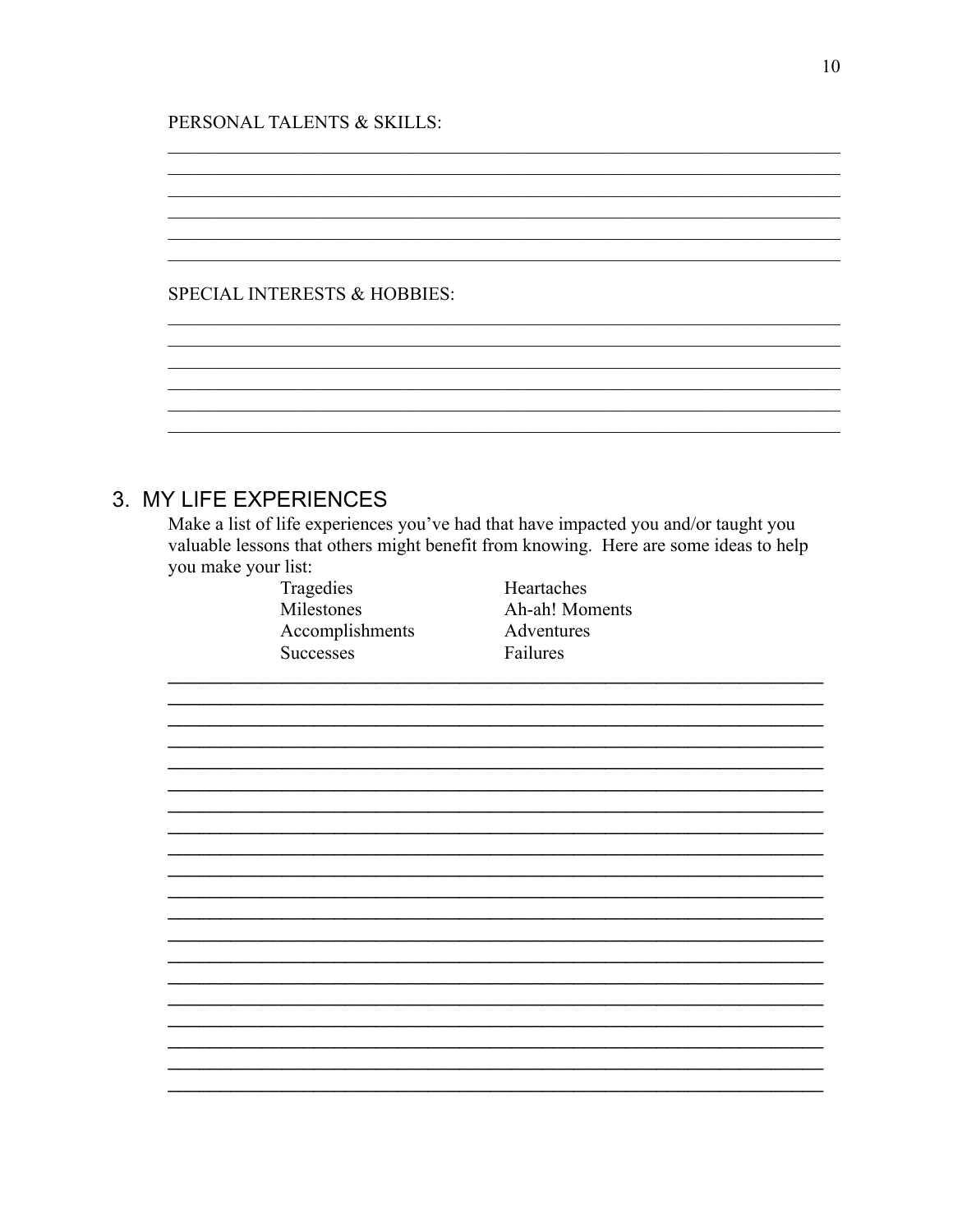PERSONAL TALENTS & SKILLS:

_______________________________________________________________________
_______________________________________________________________________
_______________________________________________________________________
_______________________________________________________________________
_______________________________________________________________________
_______________________________________________________________________

SPECIAL INTERESTS & HOBBIES:

_______________________________________________________________________
_______________________________________________________________________
_______________________________________________________________________
_______________________________________________________________________
_______________________________________________________________________
_______________________________________________________________________

## 3. MY LIFE EXPERIENCES

Make a list of life experiences you've had that have impacted you and/or taught you valuable lessons that others might benefit from knowing. Here are some ideas to help you make your list:

| | |
|---|---|
| Tragedies | Heartaches |
| Milestones | Ah-ah! Moments |
| Accomplishments | Adventures |
| Successes | Failures |

_______________________________________________________________________
_______________________________________________________________________
_______________________________________________________________________
_______________________________________________________________________
_______________________________________________________________________
_______________________________________________________________________
_______________________________________________________________________
_______________________________________________________________________
_______________________________________________________________________
_______________________________________________________________________
_______________________________________________________________________
_______________________________________________________________________
_______________________________________________________________________
_______________________________________________________________________
_______________________________________________________________________
_______________________________________________________________________
_______________________________________________________________________
_______________________________________________________________________
_______________________________________________________________________
_______________________________________________________________________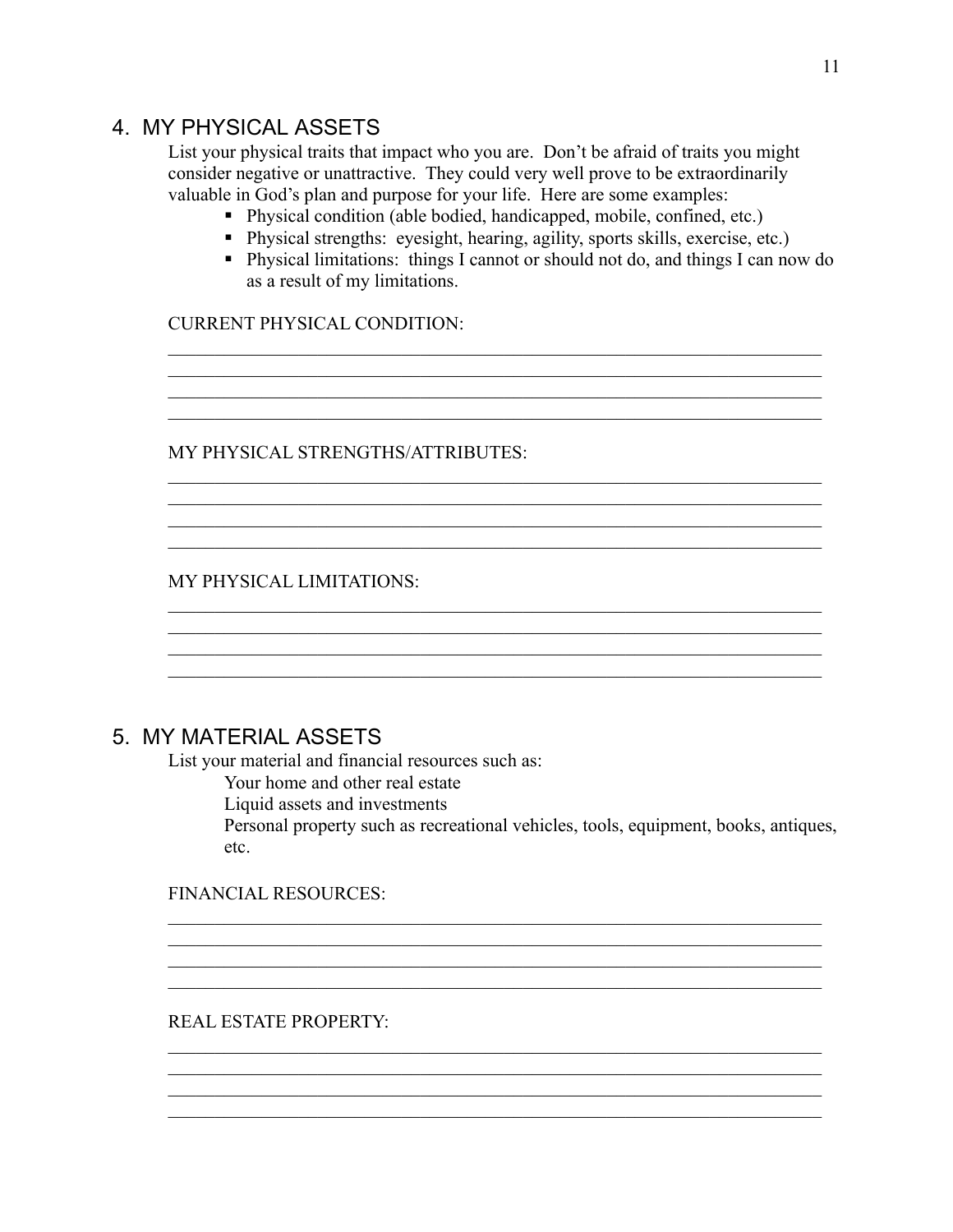## 4. MY PHYSICAL ASSETS

List your physical traits that impact who you are. Don't be afraid of traits you might consider negative or unattractive. They could very well prove to be extraordinarily valuable in God's plan and purpose for your life. Here are some examples:

- Physical condition (able bodied, handicapped, mobile, confined, etc.)
- Physical strengths: eyesight, hearing, agility, sports skills, exercise, etc.)
- Physical limitations: things I cannot or should not do, and things I can now do as a result of my limitations.

CURRENT PHYSICAL CONDITION:

______________________________________________________________________
______________________________________________________________________
______________________________________________________________________
______________________________________________________________________

MY PHYSICAL STRENGTHS/ATTRIBUTES:

______________________________________________________________________
______________________________________________________________________
______________________________________________________________________
______________________________________________________________________

MY PHYSICAL LIMITATIONS:

______________________________________________________________________
______________________________________________________________________
______________________________________________________________________
______________________________________________________________________

## 5. MY MATERIAL ASSETS

List your material and financial resources such as:

Your home and other real estate
Liquid assets and investments
Personal property such as recreational vehicles, tools, equipment, books, antiques, etc.

FINANCIAL RESOURCES:

______________________________________________________________________
______________________________________________________________________
______________________________________________________________________
______________________________________________________________________

REAL ESTATE PROPERTY:

______________________________________________________________________
______________________________________________________________________
______________________________________________________________________
______________________________________________________________________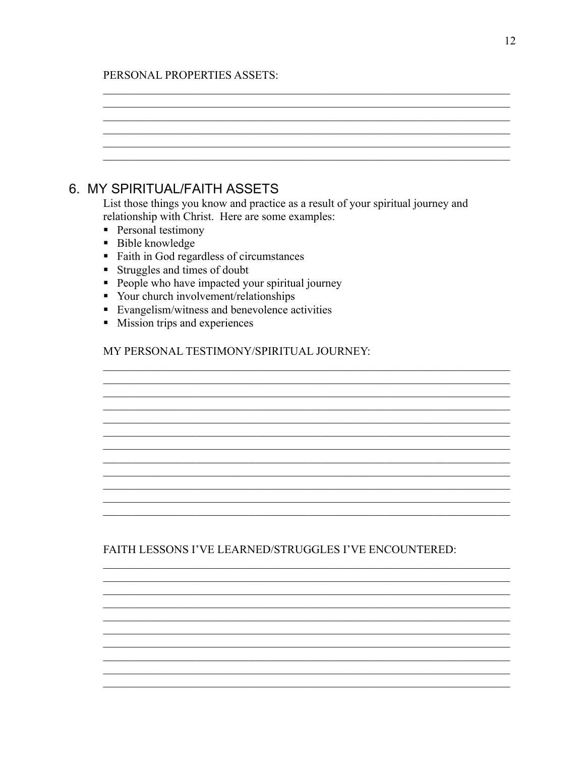PERSONAL PROPERTIES ASSETS:

\_\_\_\_\_\_\_\_\_\_\_\_\_\_\_\_\_\_\_\_\_\_\_\_\_\_\_\_\_\_\_\_\_\_\_\_\_\_\_\_\_\_\_\_\_\_\_\_\_\_\_\_\_\_\_\_\_\_\_\_\_\_\_\_\_\_\_\_\_\_

\_\_\_\_\_\_\_\_\_\_\_\_\_\_\_\_\_\_\_\_\_\_\_\_\_\_\_\_\_\_\_\_\_\_\_\_\_\_\_\_\_\_\_\_\_\_\_\_\_\_\_\_\_\_\_\_\_\_\_\_\_\_\_\_\_\_\_\_\_\_

\_\_\_\_\_\_\_\_\_\_\_\_\_\_\_\_\_\_\_\_\_\_\_\_\_\_\_\_\_\_\_\_\_\_\_\_\_\_\_\_\_\_\_\_\_\_\_\_\_\_\_\_\_\_\_\_\_\_\_\_\_\_\_\_\_\_\_\_\_\_

\_\_\_\_\_\_\_\_\_\_\_\_\_\_\_\_\_\_\_\_\_\_\_\_\_\_\_\_\_\_\_\_\_\_\_\_\_\_\_\_\_\_\_\_\_\_\_\_\_\_\_\_\_\_\_\_\_\_\_\_\_\_\_\_\_\_\_\_\_\_

\_\_\_\_\_\_\_\_\_\_\_\_\_\_\_\_\_\_\_\_\_\_\_\_\_\_\_\_\_\_\_\_\_\_\_\_\_\_\_\_\_\_\_\_\_\_\_\_\_\_\_\_\_\_\_\_\_\_\_\_\_\_\_\_\_\_\_\_\_\_

\_\_\_\_\_\_\_\_\_\_\_\_\_\_\_\_\_\_\_\_\_\_\_\_\_\_\_\_\_\_\_\_\_\_\_\_\_\_\_\_\_\_\_\_\_\_\_\_\_\_\_\_\_\_\_\_\_\_\_\_\_\_\_\_\_\_\_\_\_\_

## 6. MY SPIRITUAL/FAITH ASSETS

List those things you know and practice as a result of your spiritual journey and relationship with Christ. Here are some examples:

- Personal testimony
- Bible knowledge
- Faith in God regardless of circumstances
- Struggles and times of doubt
- People who have impacted your spiritual journey
- Your church involvement/relationships
- Evangelism/witness and benevolence activities
- Mission trips and experiences

MY PERSONAL TESTIMONY/SPIRITUAL JOURNEY:

\_\_\_\_\_\_\_\_\_\_\_\_\_\_\_\_\_\_\_\_\_\_\_\_\_\_\_\_\_\_\_\_\_\_\_\_\_\_\_\_\_\_\_\_\_\_\_\_\_\_\_\_\_\_\_\_\_\_\_\_\_\_\_\_\_\_\_\_\_\_

\_\_\_\_\_\_\_\_\_\_\_\_\_\_\_\_\_\_\_\_\_\_\_\_\_\_\_\_\_\_\_\_\_\_\_\_\_\_\_\_\_\_\_\_\_\_\_\_\_\_\_\_\_\_\_\_\_\_\_\_\_\_\_\_\_\_\_\_\_\_

\_\_\_\_\_\_\_\_\_\_\_\_\_\_\_\_\_\_\_\_\_\_\_\_\_\_\_\_\_\_\_\_\_\_\_\_\_\_\_\_\_\_\_\_\_\_\_\_\_\_\_\_\_\_\_\_\_\_\_\_\_\_\_\_\_\_\_\_\_\_

\_\_\_\_\_\_\_\_\_\_\_\_\_\_\_\_\_\_\_\_\_\_\_\_\_\_\_\_\_\_\_\_\_\_\_\_\_\_\_\_\_\_\_\_\_\_\_\_\_\_\_\_\_\_\_\_\_\_\_\_\_\_\_\_\_\_\_\_\_\_

\_\_\_\_\_\_\_\_\_\_\_\_\_\_\_\_\_\_\_\_\_\_\_\_\_\_\_\_\_\_\_\_\_\_\_\_\_\_\_\_\_\_\_\_\_\_\_\_\_\_\_\_\_\_\_\_\_\_\_\_\_\_\_\_\_\_\_\_\_\_

\_\_\_\_\_\_\_\_\_\_\_\_\_\_\_\_\_\_\_\_\_\_\_\_\_\_\_\_\_\_\_\_\_\_\_\_\_\_\_\_\_\_\_\_\_\_\_\_\_\_\_\_\_\_\_\_\_\_\_\_\_\_\_\_\_\_\_\_\_\_

\_\_\_\_\_\_\_\_\_\_\_\_\_\_\_\_\_\_\_\_\_\_\_\_\_\_\_\_\_\_\_\_\_\_\_\_\_\_\_\_\_\_\_\_\_\_\_\_\_\_\_\_\_\_\_\_\_\_\_\_\_\_\_\_\_\_\_\_\_\_

\_\_\_\_\_\_\_\_\_\_\_\_\_\_\_\_\_\_\_\_\_\_\_\_\_\_\_\_\_\_\_\_\_\_\_\_\_\_\_\_\_\_\_\_\_\_\_\_\_\_\_\_\_\_\_\_\_\_\_\_\_\_\_\_\_\_\_\_\_\_

\_\_\_\_\_\_\_\_\_\_\_\_\_\_\_\_\_\_\_\_\_\_\_\_\_\_\_\_\_\_\_\_\_\_\_\_\_\_\_\_\_\_\_\_\_\_\_\_\_\_\_\_\_\_\_\_\_\_\_\_\_\_\_\_\_\_\_\_\_\_

\_\_\_\_\_\_\_\_\_\_\_\_\_\_\_\_\_\_\_\_\_\_\_\_\_\_\_\_\_\_\_\_\_\_\_\_\_\_\_\_\_\_\_\_\_\_\_\_\_\_\_\_\_\_\_\_\_\_\_\_\_\_\_\_\_\_\_\_\_\_

\_\_\_\_\_\_\_\_\_\_\_\_\_\_\_\_\_\_\_\_\_\_\_\_\_\_\_\_\_\_\_\_\_\_\_\_\_\_\_\_\_\_\_\_\_\_\_\_\_\_\_\_\_\_\_\_\_\_\_\_\_\_\_\_\_\_\_\_\_\_

\_\_\_\_\_\_\_\_\_\_\_\_\_\_\_\_\_\_\_\_\_\_\_\_\_\_\_\_\_\_\_\_\_\_\_\_\_\_\_\_\_\_\_\_\_\_\_\_\_\_\_\_\_\_\_\_\_\_\_\_\_\_\_\_\_\_\_\_\_\_

FAITH LESSONS I'VE LEARNED/STRUGGLES I'VE ENCOUNTERED:

\_\_\_\_\_\_\_\_\_\_\_\_\_\_\_\_\_\_\_\_\_\_\_\_\_\_\_\_\_\_\_\_\_\_\_\_\_\_\_\_\_\_\_\_\_\_\_\_\_\_\_\_\_\_\_\_\_\_\_\_\_\_\_\_\_\_\_\_\_\_

\_\_\_\_\_\_\_\_\_\_\_\_\_\_\_\_\_\_\_\_\_\_\_\_\_\_\_\_\_\_\_\_\_\_\_\_\_\_\_\_\_\_\_\_\_\_\_\_\_\_\_\_\_\_\_\_\_\_\_\_\_\_\_\_\_\_\_\_\_\_

\_\_\_\_\_\_\_\_\_\_\_\_\_\_\_\_\_\_\_\_\_\_\_\_\_\_\_\_\_\_\_\_\_\_\_\_\_\_\_\_\_\_\_\_\_\_\_\_\_\_\_\_\_\_\_\_\_\_\_\_\_\_\_\_\_\_\_\_\_\_

\_\_\_\_\_\_\_\_\_\_\_\_\_\_\_\_\_\_\_\_\_\_\_\_\_\_\_\_\_\_\_\_\_\_\_\_\_\_\_\_\_\_\_\_\_\_\_\_\_\_\_\_\_\_\_\_\_\_\_\_\_\_\_\_\_\_\_\_\_\_

\_\_\_\_\_\_\_\_\_\_\_\_\_\_\_\_\_\_\_\_\_\_\_\_\_\_\_\_\_\_\_\_\_\_\_\_\_\_\_\_\_\_\_\_\_\_\_\_\_\_\_\_\_\_\_\_\_\_\_\_\_\_\_\_\_\_\_\_\_\_

\_\_\_\_\_\_\_\_\_\_\_\_\_\_\_\_\_\_\_\_\_\_\_\_\_\_\_\_\_\_\_\_\_\_\_\_\_\_\_\_\_\_\_\_\_\_\_\_\_\_\_\_\_\_\_\_\_\_\_\_\_\_\_\_\_\_\_\_\_\_

\_\_\_\_\_\_\_\_\_\_\_\_\_\_\_\_\_\_\_\_\_\_\_\_\_\_\_\_\_\_\_\_\_\_\_\_\_\_\_\_\_\_\_\_\_\_\_\_\_\_\_\_\_\_\_\_\_\_\_\_\_\_\_\_\_\_\_\_\_\_

\_\_\_\_\_\_\_\_\_\_\_\_\_\_\_\_\_\_\_\_\_\_\_\_\_\_\_\_\_\_\_\_\_\_\_\_\_\_\_\_\_\_\_\_\_\_\_\_\_\_\_\_\_\_\_\_\_\_\_\_\_\_\_\_\_\_\_\_\_\_

\_\_\_\_\_\_\_\_\_\_\_\_\_\_\_\_\_\_\_\_\_\_\_\_\_\_\_\_\_\_\_\_\_\_\_\_\_\_\_\_\_\_\_\_\_\_\_\_\_\_\_\_\_\_\_\_\_\_\_\_\_\_\_\_\_\_\_\_\_\_

\_\_\_\_\_\_\_\_\_\_\_\_\_\_\_\_\_\_\_\_\_\_\_\_\_\_\_\_\_\_\_\_\_\_\_\_\_\_\_\_\_\_\_\_\_\_\_\_\_\_\_\_\_\_\_\_\_\_\_\_\_\_\_\_\_\_\_\_\_\_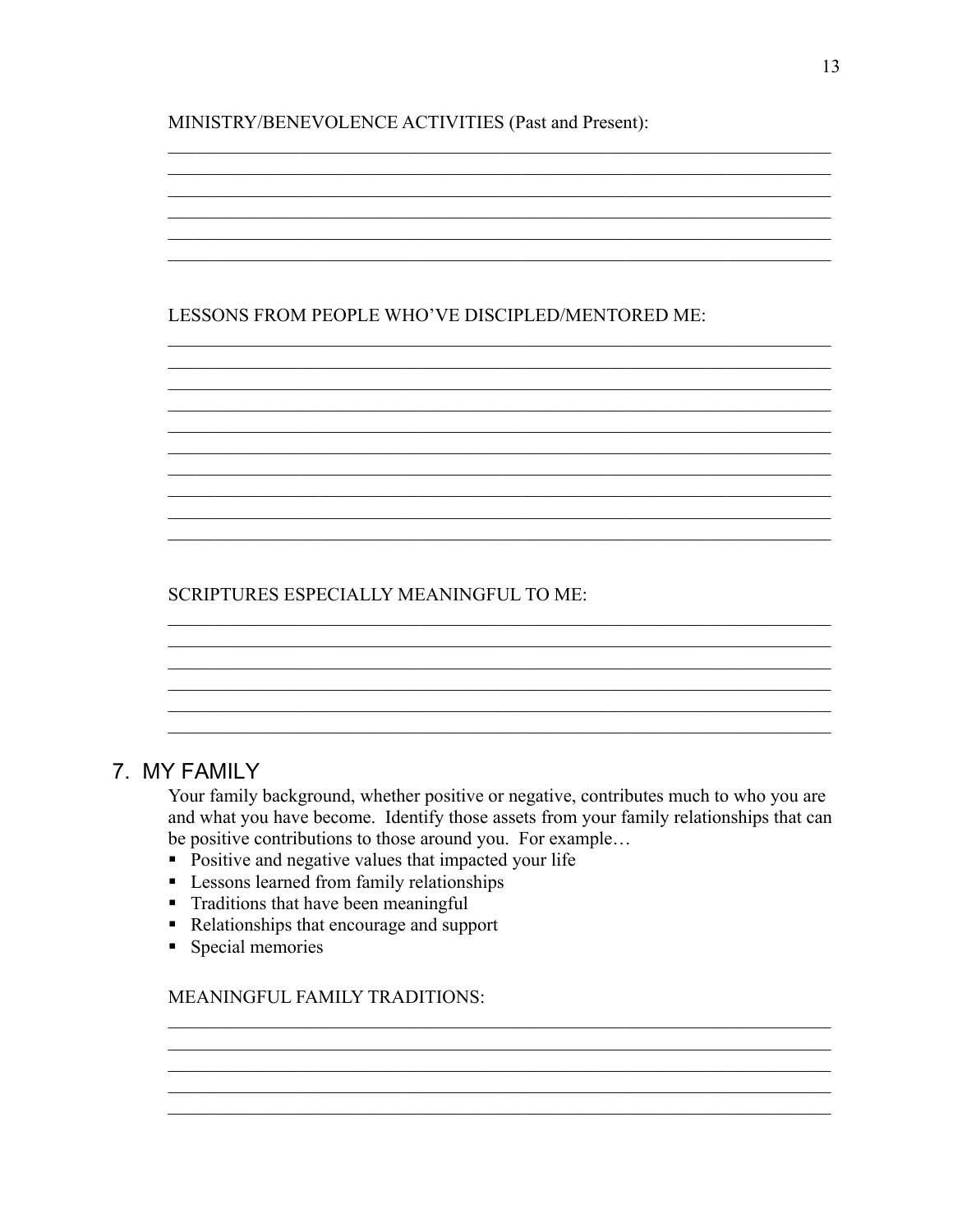MINISTRY/BENEVOLENCE ACTIVITIES (Past and Present):

______________________________________________________________________
______________________________________________________________________
______________________________________________________________________
______________________________________________________________________
______________________________________________________________________
______________________________________________________________________

LESSONS FROM PEOPLE WHO'VE DISCIPLED/MENTORED ME:

______________________________________________________________________
______________________________________________________________________
______________________________________________________________________
______________________________________________________________________
______________________________________________________________________
______________________________________________________________________
______________________________________________________________________
______________________________________________________________________
______________________________________________________________________
______________________________________________________________________

SCRIPTURES ESPECIALLY MEANINGFUL TO ME:

______________________________________________________________________
______________________________________________________________________
______________________________________________________________________
______________________________________________________________________
______________________________________________________________________
______________________________________________________________________

## 7. MY FAMILY

Your family background, whether positive or negative, contributes much to who you are and what you have become. Identify those assets from your family relationships that can be positive contributions to those around you. For example…

- Positive and negative values that impacted your life
- Lessons learned from family relationships
- Traditions that have been meaningful
- Relationships that encourage and support
- Special memories

MEANINGFUL FAMILY TRADITIONS:

______________________________________________________________________
______________________________________________________________________
______________________________________________________________________
______________________________________________________________________
______________________________________________________________________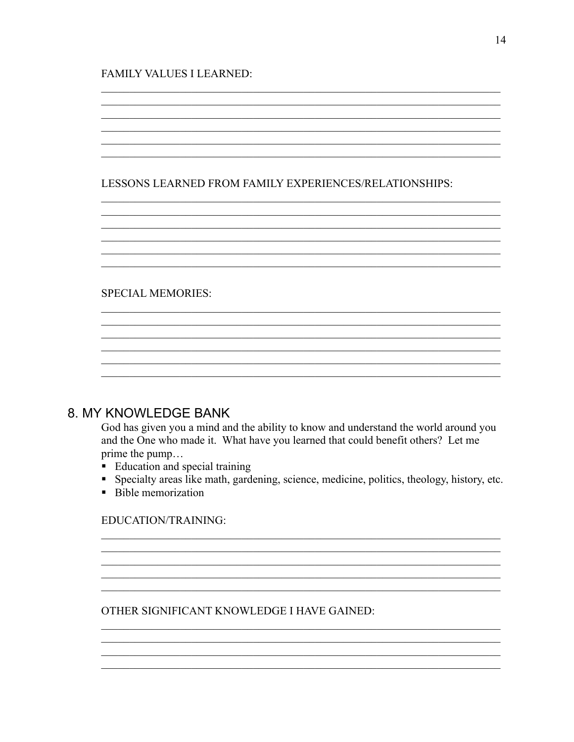FAMILY VALUES I LEARNED:

\_\_\_\_\_\_\_\_\_\_\_\_\_\_\_\_\_\_\_\_\_\_\_\_\_\_\_\_\_\_\_\_\_\_\_\_\_\_\_\_\_\_\_\_\_\_\_\_\_\_\_\_\_\_\_\_\_\_\_\_\_\_\_\_\_\_\_\_\_\_

LESSONS LEARNED FROM FAMILY EXPERIENCES/RELATIONSHIPS:

\_\_\_\_\_\_\_\_\_\_\_\_\_\_\_\_\_\_\_\_\_\_\_\_\_\_\_\_\_\_\_\_\_\_\_\_\_\_\_\_\_\_\_\_\_\_\_\_\_\_\_\_\_\_\_\_\_\_\_\_\_\_\_\_\_\_\_\_\_\_

SPECIAL MEMORIES:

\_\_\_\_\_\_\_\_\_\_\_\_\_\_\_\_\_\_\_\_\_\_\_\_\_\_\_\_\_\_\_\_\_\_\_\_\_\_\_\_\_\_\_\_\_\_\_\_\_\_\_\_\_\_\_\_\_\_\_\_\_\_\_\_\_\_\_\_\_\_

## 8. MY KNOWLEDGE BANK

God has given you a mind and the ability to know and understand the world around you and the One who made it. What have you learned that could benefit others? Let me prime the pump…

- Education and special training
- Specialty areas like math, gardening, science, medicine, politics, theology, history, etc.
- Bible memorization

EDUCATION/TRAINING:

\_\_\_\_\_\_\_\_\_\_\_\_\_\_\_\_\_\_\_\_\_\_\_\_\_\_\_\_\_\_\_\_\_\_\_\_\_\_\_\_\_\_\_\_\_\_\_\_\_\_\_\_\_\_\_\_\_\_\_\_\_\_\_\_\_\_\_\_\_\_

OTHER SIGNIFICANT KNOWLEDGE I HAVE GAINED:

\_\_\_\_\_\_\_\_\_\_\_\_\_\_\_\_\_\_\_\_\_\_\_\_\_\_\_\_\_\_\_\_\_\_\_\_\_\_\_\_\_\_\_\_\_\_\_\_\_\_\_\_\_\_\_\_\_\_\_\_\_\_\_\_\_\_\_\_\_\_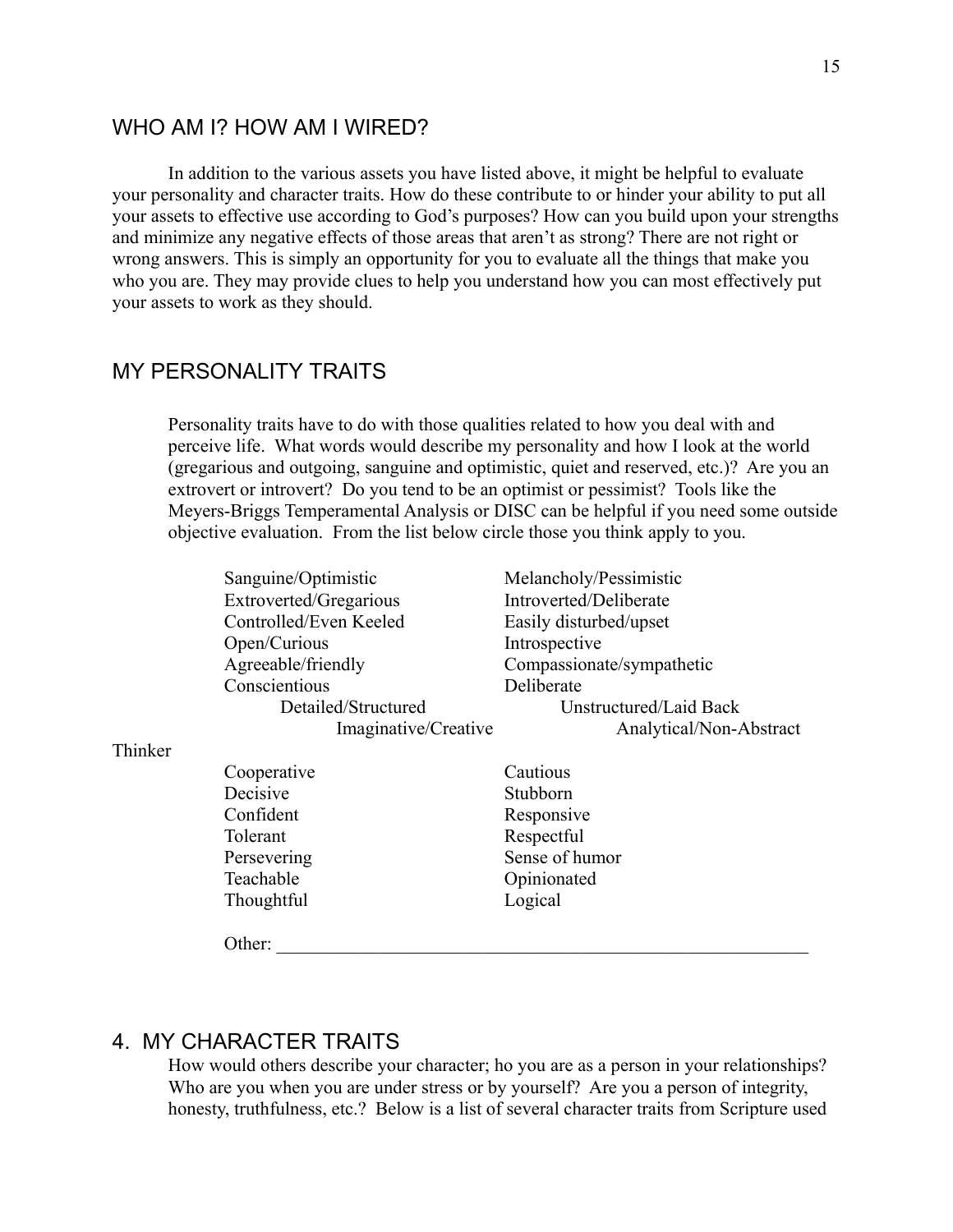## WHO AM I? HOW AM I WIRED?

In addition to the various assets you have listed above, it might be helpful to evaluate your personality and character traits. How do these contribute to or hinder your ability to put all your assets to effective use according to God's purposes? How can you build upon your strengths and minimize any negative effects of those areas that aren't as strong? There are not right or wrong answers. This is simply an opportunity for you to evaluate all the things that make you who you are. They may provide clues to help you understand how you can most effectively put your assets to work as they should.

## MY PERSONALITY TRAITS

Personality traits have to do with those qualities related to how you deal with and perceive life. What words would describe my personality and how I look at the world (gregarious and outgoing, sanguine and optimistic, quiet and reserved, etc.)? Are you an extrovert or introvert? Do you tend to be an optimist or pessimist? Tools like the Meyers-Briggs Temperamental Analysis or DISC can be helpful if you need some outside objective evaluation. From the list below circle those you think apply to you.

| | |
|---|---|
| Sanguine/Optimistic | Melancholy/Pessimistic |
| Extroverted/Gregarious | Introverted/Deliberate |
| Controlled/Even Keeled | Easily disturbed/upset |
| Open/Curious | Introspective |
| Agreeable/friendly | Compassionate/sympathetic |
| Conscientious | Deliberate |
| Detailed/Structured | Unstructured/Laid Back |
| Imaginative/Creative | Analytical/Non-Abstract |
| Thinker | |
| Cooperative | Cautious |
| Decisive | Stubborn |
| Confident | Responsive |
| Tolerant | Respectful |
| Persevering | Sense of humor |
| Teachable | Opinionated |
| Thoughtful | Logical |

Other: ___________________________________________________________

## 4. MY CHARACTER TRAITS

How would others describe your character; ho you are as a person in your relationships? Who are you when you are under stress or by yourself? Are you a person of integrity, honesty, truthfulness, etc.? Below is a list of several character traits from Scripture used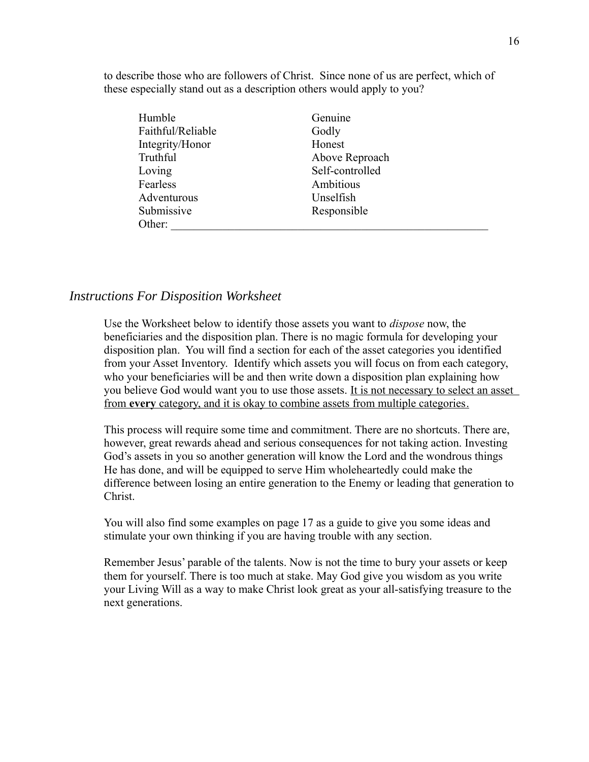to describe those who are followers of Christ. Since none of us are perfect, which of these especially stand out as a description others would apply to you?

| | |
|---|---|
| Humble | Genuine |
| Faithful/Reliable | Godly |
| Integrity/Honor | Honest |
| Truthful | Above Reproach |
| Loving | Self-controlled |
| Fearless | Ambitious |
| Adventurous | Unselfish |
| Submissive | Responsible |

Other: ________________________________________________________

## *Instructions For Disposition Worksheet*

Use the Worksheet below to identify those assets you want to *dispose* now, the beneficiaries and the disposition plan. There is no magic formula for developing your disposition plan. You will find a section for each of the asset categories you identified from your Asset Inventory. Identify which assets you will focus on from each category, who your beneficiaries will be and then write down a disposition plan explaining how you believe God would want you to use those assets. <u>It is not necessary to select an asset from **every** category, and it is okay to combine assets from multiple categories</u>.

This process will require some time and commitment. There are no shortcuts. There are, however, great rewards ahead and serious consequences for not taking action. Investing God's assets in you so another generation will know the Lord and the wondrous things He has done, and will be equipped to serve Him wholeheartedly could make the difference between losing an entire generation to the Enemy or leading that generation to Christ.

You will also find some examples on page 17 as a guide to give you some ideas and stimulate your own thinking if you are having trouble with any section.

Remember Jesus' parable of the talents. Now is not the time to bury your assets or keep them for yourself. There is too much at stake. May God give you wisdom as you write your Living Will as a way to make Christ look great as your all-satisfying treasure to the next generations.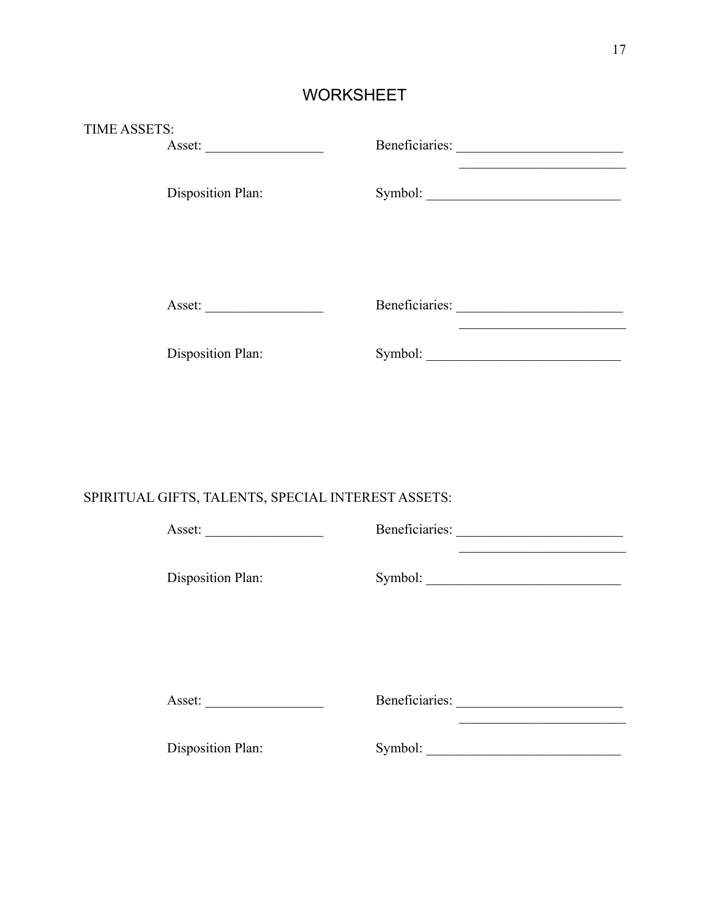# WORKSHEET

TIME ASSETS:

Asset: _________________ Beneficiaries: ________________________
________________________

Disposition Plan: Symbol: ____________________________

Asset: _________________ Beneficiaries: ________________________
________________________

Disposition Plan: Symbol: ____________________________

SPIRITUAL GIFTS, TALENTS, SPECIAL INTEREST ASSETS:

Asset: _________________ Beneficiaries: ________________________
________________________

Disposition Plan: Symbol: ____________________________

Asset: _________________ Beneficiaries: ________________________
________________________

Disposition Plan: Symbol: ____________________________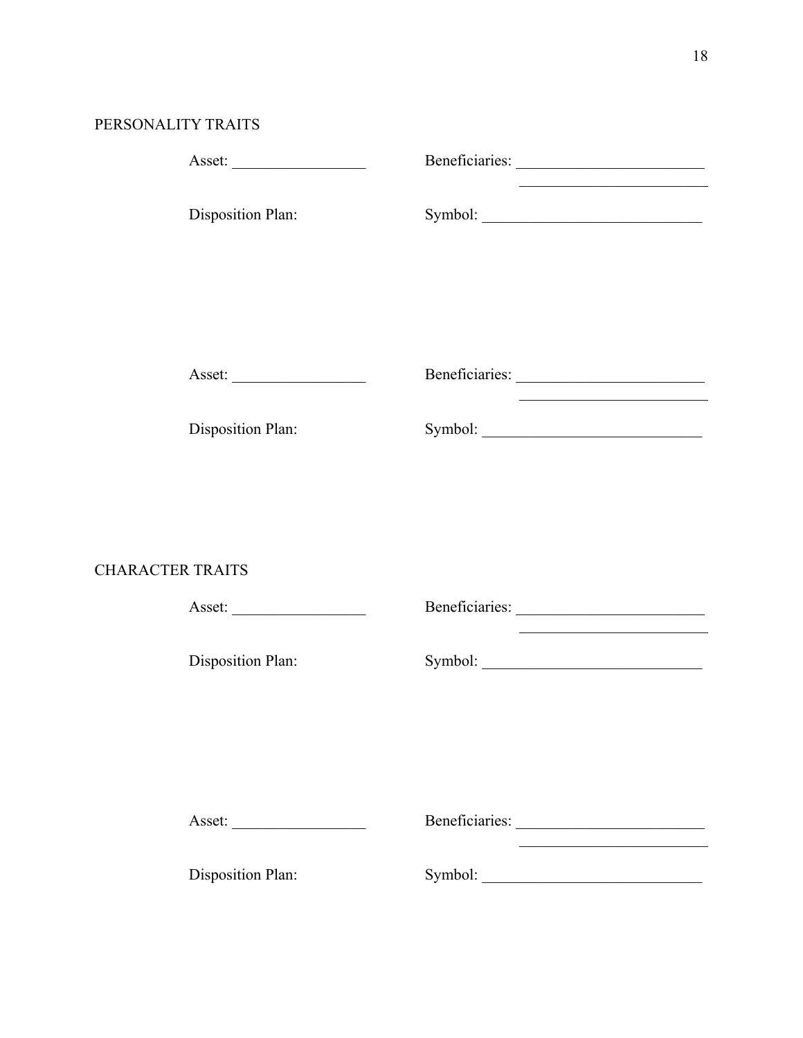## PERSONALITY TRAITS

Asset: _________________ Beneficiaries: ________________________
________________________

Disposition Plan: Symbol: ____________________________

Asset: _________________ Beneficiaries: ________________________
________________________

Disposition Plan: Symbol: ____________________________

## CHARACTER TRAITS

Asset: _________________ Beneficiaries: ________________________
________________________

Disposition Plan: Symbol: ____________________________

Asset: _________________ Beneficiaries: ________________________
________________________

Disposition Plan: Symbol: ____________________________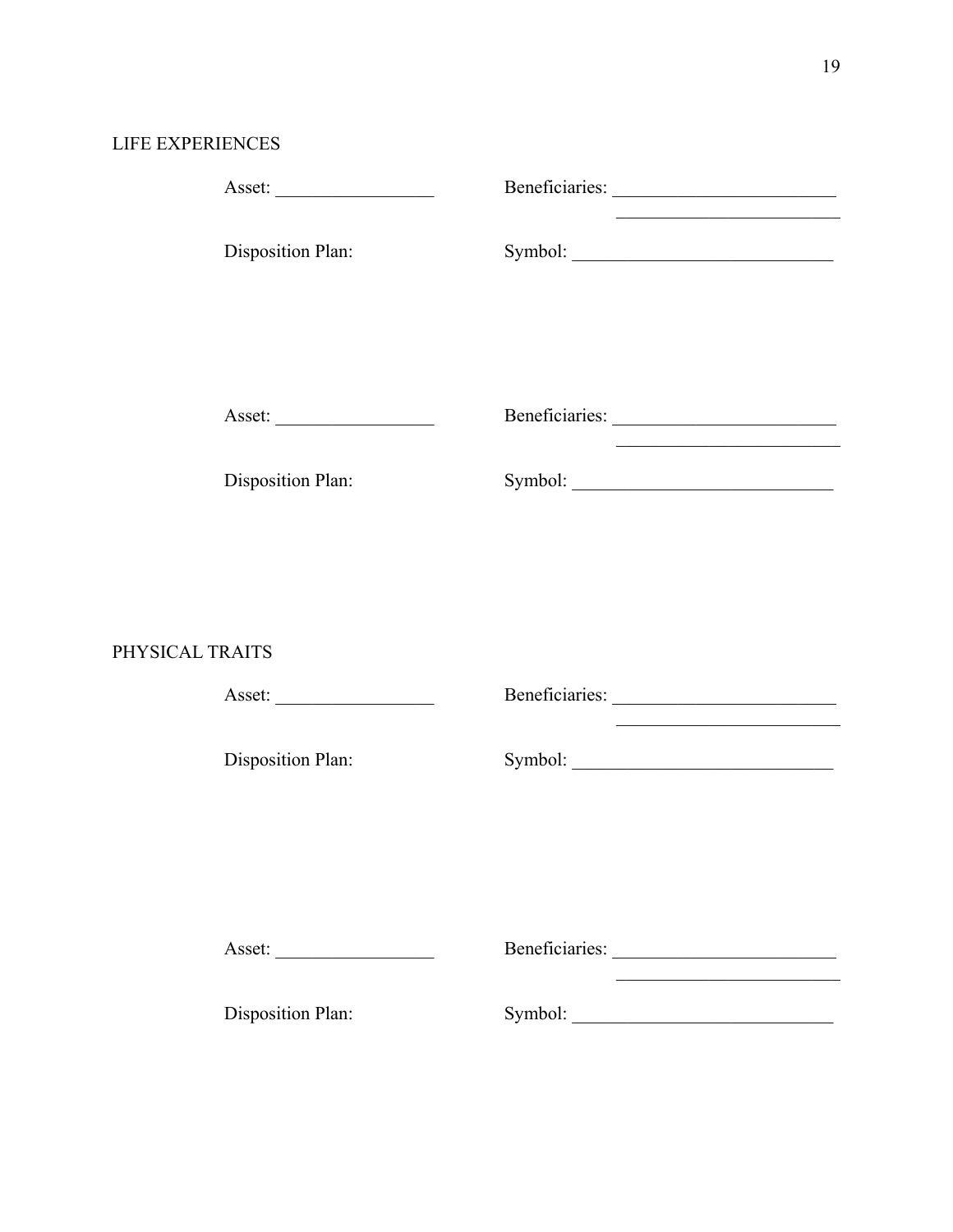## LIFE EXPERIENCES

Asset: _________________ Beneficiaries: ________________________
________________________

Disposition Plan: Symbol: ____________________________

Asset: _________________ Beneficiaries: ________________________
________________________

Disposition Plan: Symbol: ____________________________

## PHYSICAL TRAITS

Asset: _________________ Beneficiaries: ________________________
________________________

Disposition Plan: Symbol: ____________________________

Asset: _________________ Beneficiaries: ________________________
________________________

Disposition Plan: Symbol: ____________________________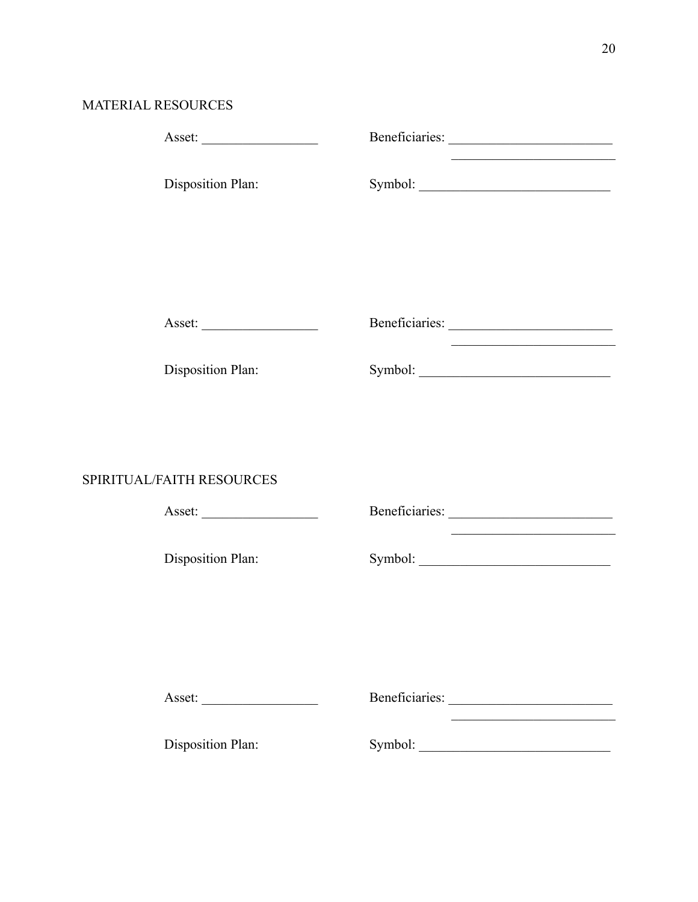MATERIAL RESOURCES

Asset: _________________ Beneficiaries: ________________________
________________________

Disposition Plan: Symbol: ____________________________

Asset: _________________ Beneficiaries: ________________________
________________________

Disposition Plan: Symbol: ____________________________

SPIRITUAL/FAITH RESOURCES

Asset: _________________ Beneficiaries: ________________________
________________________

Disposition Plan: Symbol: ____________________________

Asset: _________________ Beneficiaries: ________________________
________________________

Disposition Plan: Symbol: ____________________________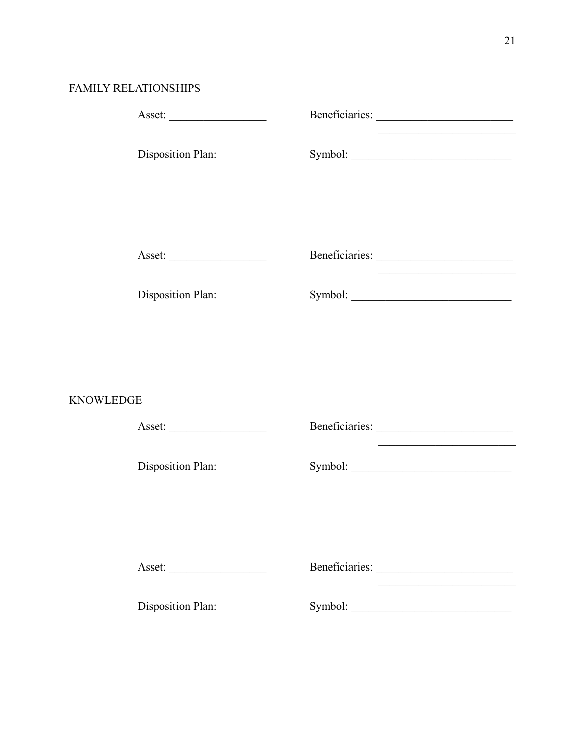## FAMILY RELATIONSHIPS

Asset: _________________ Beneficiaries: ________________________
________________________

Disposition Plan: Symbol: ____________________________

Asset: _________________ Beneficiaries: ________________________
________________________

Disposition Plan: Symbol: ____________________________

## KNOWLEDGE

Asset: _________________ Beneficiaries: ________________________
________________________

Disposition Plan: Symbol: ____________________________

Asset: _________________ Beneficiaries: ________________________
________________________

Disposition Plan: Symbol: ____________________________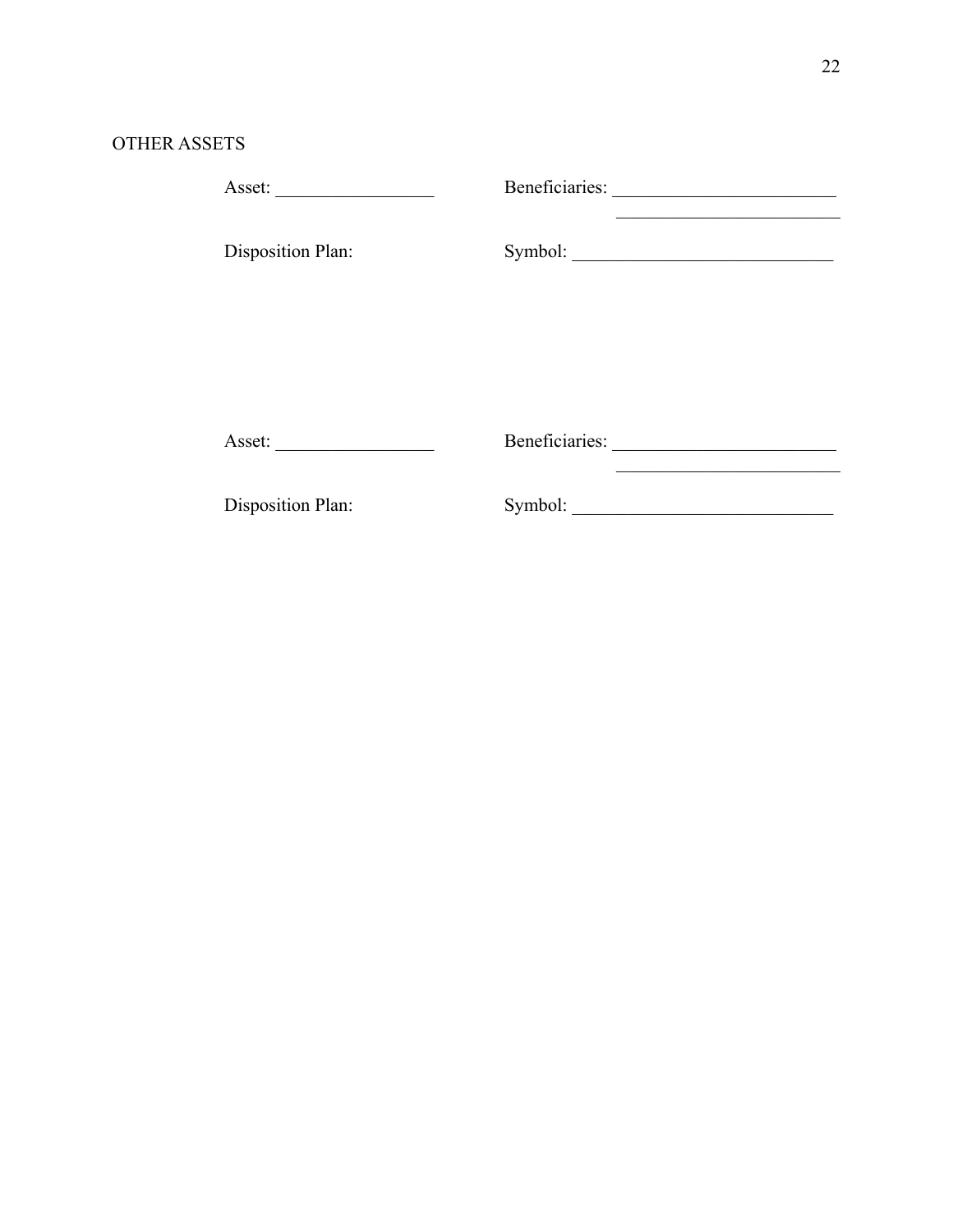OTHER ASSETS

Asset: _________________ Beneficiaries: ________________________
________________________

Disposition Plan: Symbol: ____________________________

Asset: _________________ Beneficiaries: ________________________
________________________

Disposition Plan: Symbol: ____________________________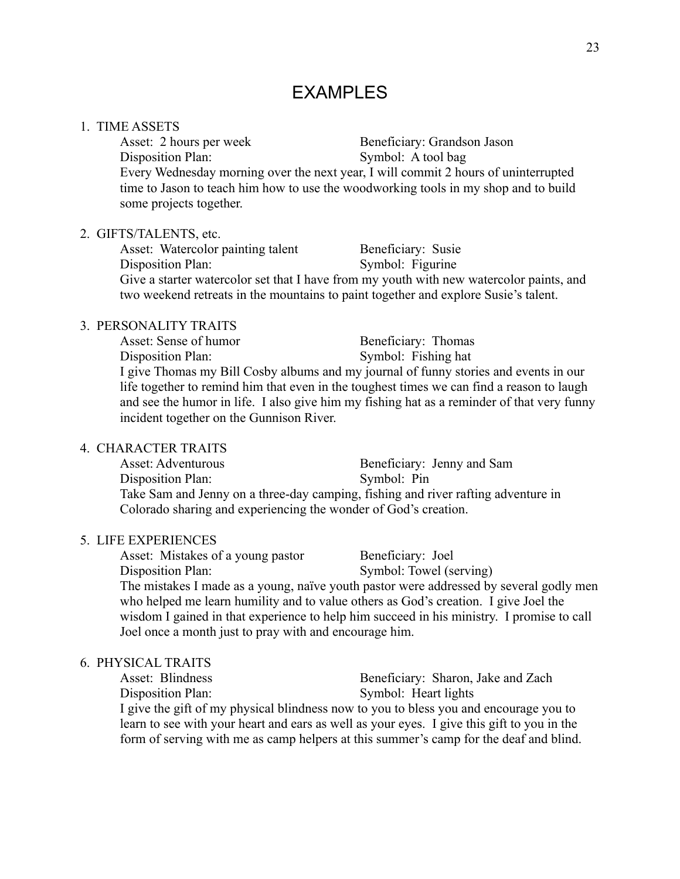# EXAMPLES

1. TIME ASSETS

   Asset: 2 hours per week　　Beneficiary: Grandson Jason

   Disposition Plan:　　Symbol: A tool bag

   Every Wednesday morning over the next year, I will commit 2 hours of uninterrupted time to Jason to teach him how to use the woodworking tools in my shop and to build some projects together.

2. GIFTS/TALENTS, etc.

   Asset: Watercolor painting talent　　Beneficiary: Susie

   Disposition Plan:　　Symbol: Figurine

   Give a starter watercolor set that I have from my youth with new watercolor paints, and two weekend retreats in the mountains to paint together and explore Susie's talent.

3. PERSONALITY TRAITS

   Asset: Sense of humor　　Beneficiary: Thomas

   Disposition Plan:　　Symbol: Fishing hat

   I give Thomas my Bill Cosby albums and my journal of funny stories and events in our life together to remind him that even in the toughest times we can find a reason to laugh and see the humor in life. I also give him my fishing hat as a reminder of that very funny incident together on the Gunnison River.

4. CHARACTER TRAITS

   Asset: Adventurous　　Beneficiary: Jenny and Sam

   Disposition Plan:　　Symbol: Pin

   Take Sam and Jenny on a three-day camping, fishing and river rafting adventure in Colorado sharing and experiencing the wonder of God's creation.

5. LIFE EXPERIENCES

   Asset: Mistakes of a young pastor　　Beneficiary: Joel

   Disposition Plan:　　Symbol: Towel (serving)

   The mistakes I made as a young, naïve youth pastor were addressed by several godly men who helped me learn humility and to value others as God's creation. I give Joel the wisdom I gained in that experience to help him succeed in his ministry. I promise to call Joel once a month just to pray with and encourage him.

6. PHYSICAL TRAITS

   Asset: Blindness　　Beneficiary: Sharon, Jake and Zach

   Disposition Plan:　　Symbol: Heart lights

   I give the gift of my physical blindness now to you to bless you and encourage you to learn to see with your heart and ears as well as your eyes. I give this gift to you in the form of serving with me as camp helpers at this summer's camp for the deaf and blind.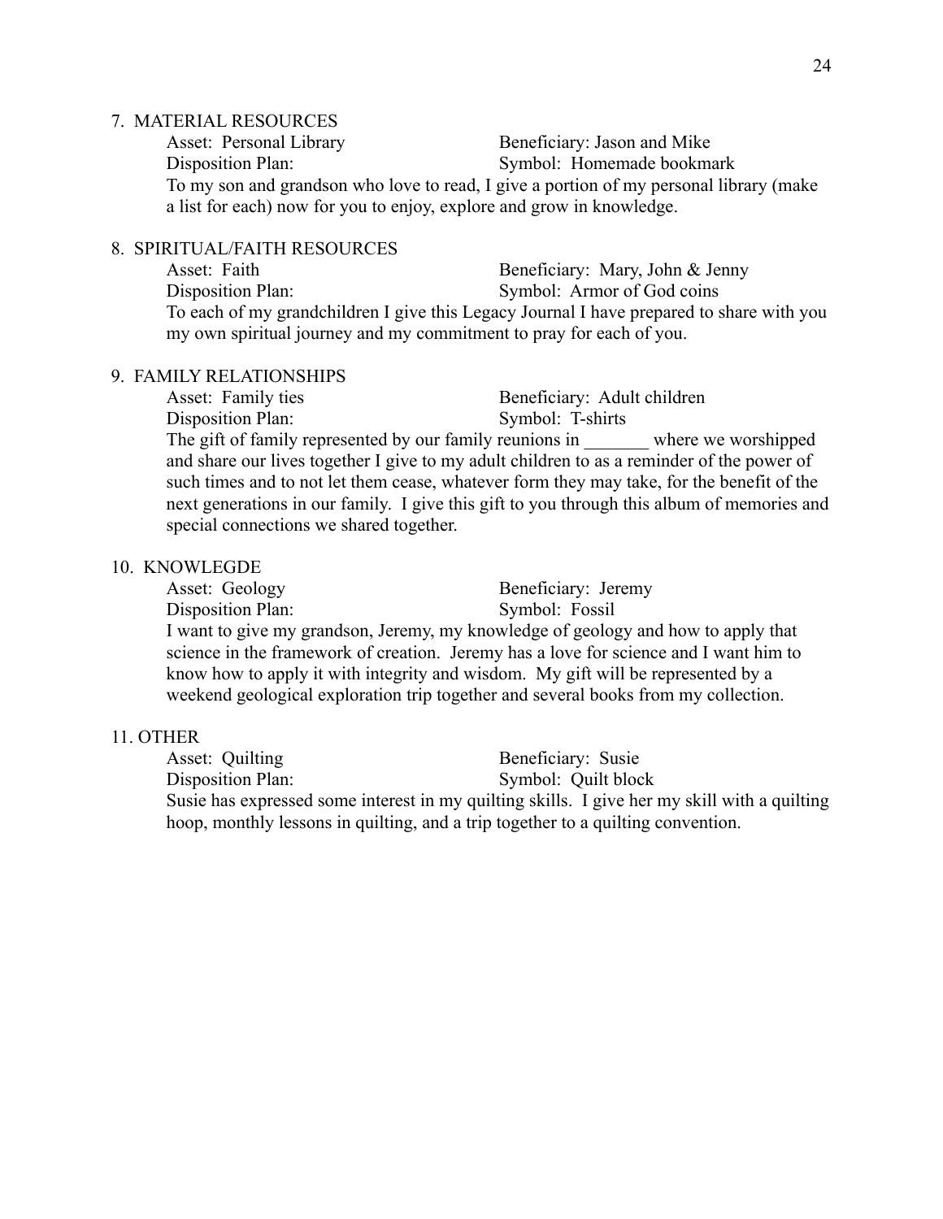7. MATERIAL RESOURCES

Asset: Personal Library — Beneficiary: Jason and Mike

Disposition Plan: — Symbol: Homemade bookmark

To my son and grandson who love to read, I give a portion of my personal library (make a list for each) now for you to enjoy, explore and grow in knowledge.

8. SPIRITUAL/FAITH RESOURCES

Asset: Faith — Beneficiary: Mary, John & Jenny

Disposition Plan: — Symbol: Armor of God coins

To each of my grandchildren I give this Legacy Journal I have prepared to share with you my own spiritual journey and my commitment to pray for each of you.

9. FAMILY RELATIONSHIPS

Asset: Family ties — Beneficiary: Adult children

Disposition Plan: — Symbol: T-shirts

The gift of family represented by our family reunions in _______ where we worshipped and share our lives together I give to my adult children to as a reminder of the power of such times and to not let them cease, whatever form they may take, for the benefit of the next generations in our family. I give this gift to you through this album of memories and special connections we shared together.

10. KNOWLEGDE

Asset: Geology — Beneficiary: Jeremy

Disposition Plan: — Symbol: Fossil

I want to give my grandson, Jeremy, my knowledge of geology and how to apply that science in the framework of creation. Jeremy has a love for science and I want him to know how to apply it with integrity and wisdom. My gift will be represented by a weekend geological exploration trip together and several books from my collection.

11. OTHER

Asset: Quilting — Beneficiary: Susie

Disposition Plan: — Symbol: Quilt block

Susie has expressed some interest in my quilting skills. I give her my skill with a quilting hoop, monthly lessons in quilting, and a trip together to a quilting convention.